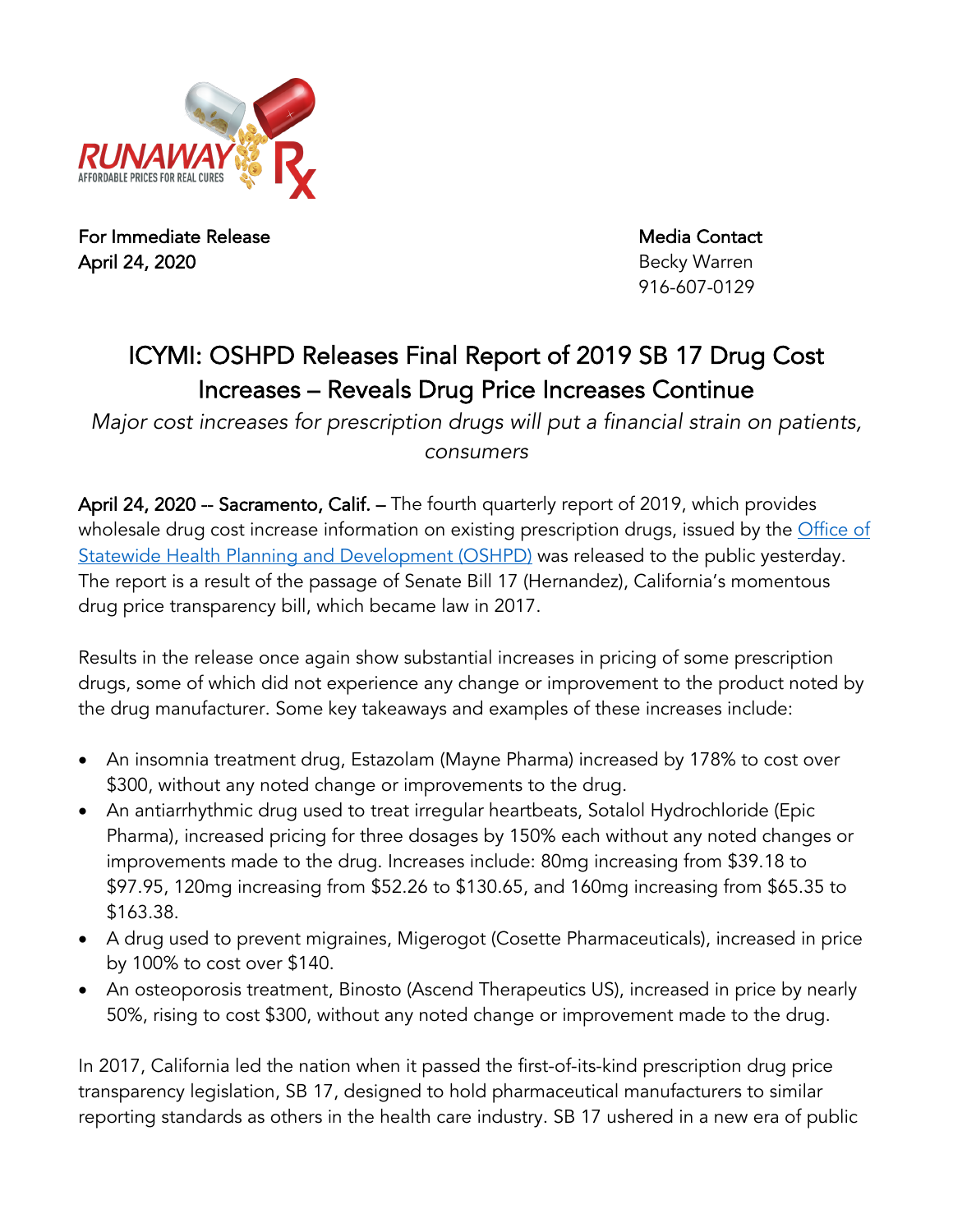RUNAWAY Rx
AFFORDABLE PRICES FOR REAL CURES

**For Immediate Release**
**April 24, 2020**

**Media Contact**
Becky Warren
916-607-0129

# ICYMI: OSHPD Releases Final Report of 2019 SB 17 Drug Cost Increases – Reveals Drug Price Increases Continue

*Major cost increases for prescription drugs will put a financial strain on patients, consumers*

**April 24, 2020 -- Sacramento, Calif.** – The fourth quarterly report of 2019, which provides wholesale drug cost increase information on existing prescription drugs, issued by the Office of Statewide Health Planning and Development (OSHPD) was released to the public yesterday. The report is a result of the passage of Senate Bill 17 (Hernandez), California's momentous drug price transparency bill, which became law in 2017.

Results in the release once again show substantial increases in pricing of some prescription drugs, some of which did not experience any change or improvement to the product noted by the drug manufacturer. Some key takeaways and examples of these increases include:

- An insomnia treatment drug, Estazolam (Mayne Pharma) increased by 178% to cost over $300, without any noted change or improvements to the drug.
- An antiarrhythmic drug used to treat irregular heartbeats, Sotalol Hydrochloride (Epic Pharma), increased pricing for three dosages by 150% each without any noted changes or improvements made to the drug. Increases include: 80mg increasing from $39.18 to $97.95, 120mg increasing from $52.26 to $130.65, and 160mg increasing from $65.35 to $163.38.
- A drug used to prevent migraines, Migerogot (Cosette Pharmaceuticals), increased in price by 100% to cost over $140.
- An osteoporosis treatment, Binosto (Ascend Therapeutics US), increased in price by nearly 50%, rising to cost $300, without any noted change or improvement made to the drug.

In 2017, California led the nation when it passed the first-of-its-kind prescription drug price transparency legislation, SB 17, designed to hold pharmaceutical manufacturers to similar reporting standards as others in the health care industry. SB 17 ushered in a new era of public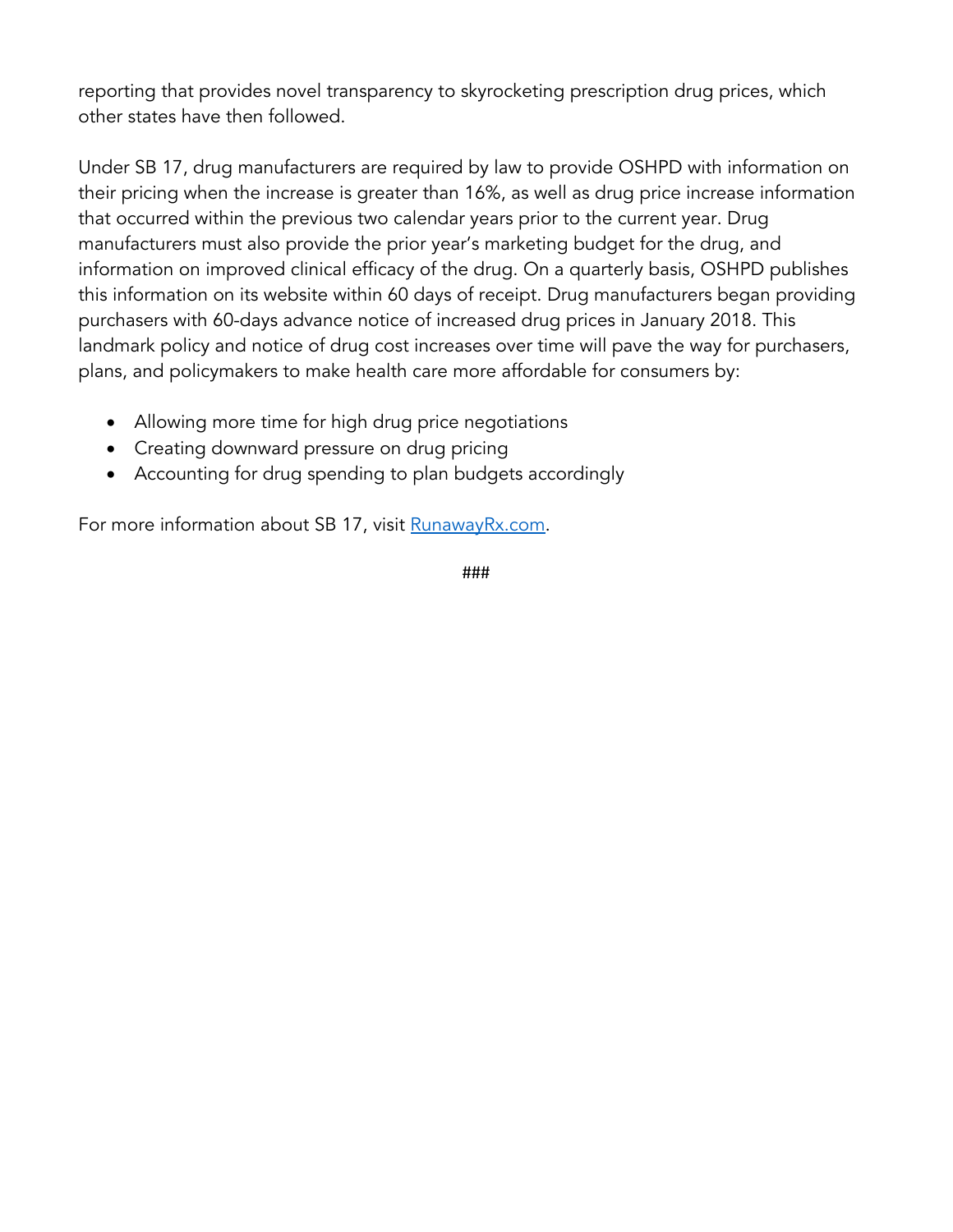reporting that provides novel transparency to skyrocketing prescription drug prices, which other states have then followed.

Under SB 17, drug manufacturers are required by law to provide OSHPD with information on their pricing when the increase is greater than 16%, as well as drug price increase information that occurred within the previous two calendar years prior to the current year. Drug manufacturers must also provide the prior year's marketing budget for the drug, and information on improved clinical efficacy of the drug. On a quarterly basis, OSHPD publishes this information on its website within 60 days of receipt. Drug manufacturers began providing purchasers with 60-days advance notice of increased drug prices in January 2018. This landmark policy and notice of drug cost increases over time will pave the way for purchasers, plans, and policymakers to make health care more affordable for consumers by:

- Allowing more time for high drug price negotiations
- Creating downward pressure on drug pricing
- Accounting for drug spending to plan budgets accordingly

For more information about SB 17, visit [RunawayRx.com](RunawayRx.com).

###